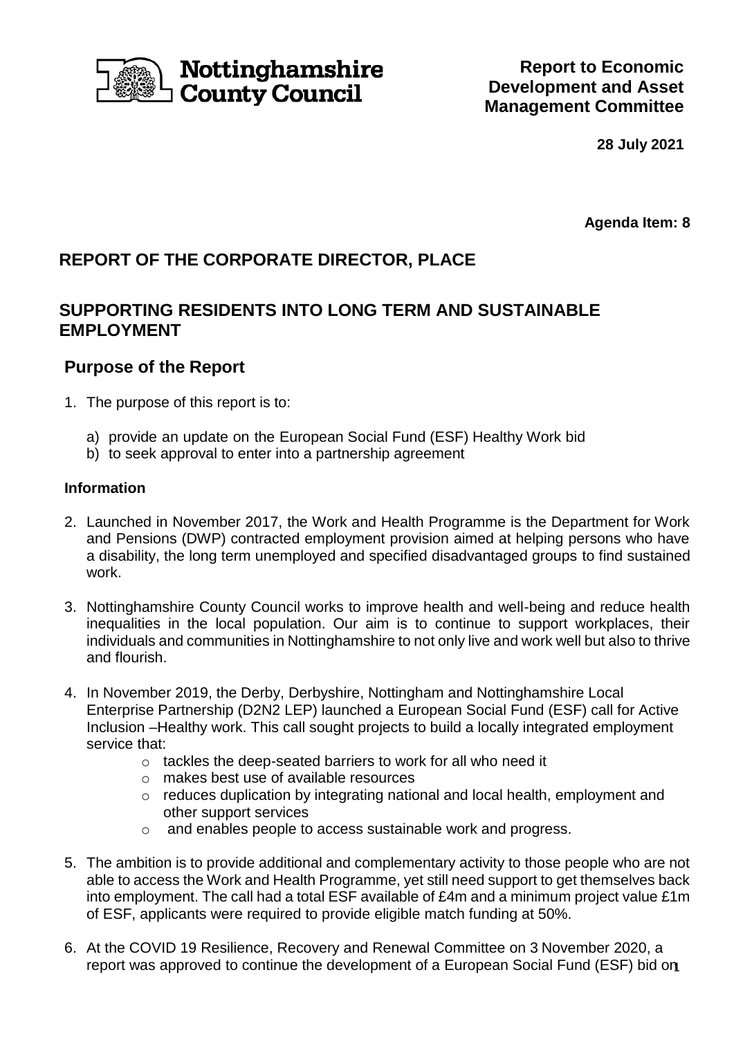Nottinghamshire County Council

**Report to Economic Development and Asset Management Committee**

**28 July 2021**

**Agenda Item: 8**

## REPORT OF THE CORPORATE DIRECTOR, PLACE

## SUPPORTING RESIDENTS INTO LONG TERM AND SUSTAINABLE EMPLOYMENT

## Purpose of the Report

1. The purpose of this report is to:

   a) provide an update on the European Social Fund (ESF) Healthy Work bid
   b) to seek approval to enter into a partnership agreement

### Information

2. Launched in November 2017, the Work and Health Programme is the Department for Work and Pensions (DWP) contracted employment provision aimed at helping persons who have a disability, the long term unemployed and specified disadvantaged groups to find sustained work.

3. Nottinghamshire County Council works to improve health and well-being and reduce health inequalities in the local population. Our aim is to continue to support workplaces, their individuals and communities in Nottinghamshire to not only live and work well but also to thrive and flourish.

4. In November 2019, the Derby, Derbyshire, Nottingham and Nottinghamshire Local Enterprise Partnership (D2N2 LEP) launched a European Social Fund (ESF) call for Active Inclusion –Healthy work. This call sought projects to build a locally integrated employment service that:
   - tackles the deep-seated barriers to work for all who need it
   - makes best use of available resources
   - reduces duplication by integrating national and local health, employment and other support services
   - and enables people to access sustainable work and progress.

5. The ambition is to provide additional and complementary activity to those people who are not able to access the Work and Health Programme, yet still need support to get themselves back into employment. The call had a total ESF available of £4m and a minimum project value £1m of ESF, applicants were required to provide eligible match funding at 50%.

6. At the COVID 19 Resilience, Recovery and Renewal Committee on 3 November 2020, a report was approved to continue the development of a European Social Fund (ESF) bid on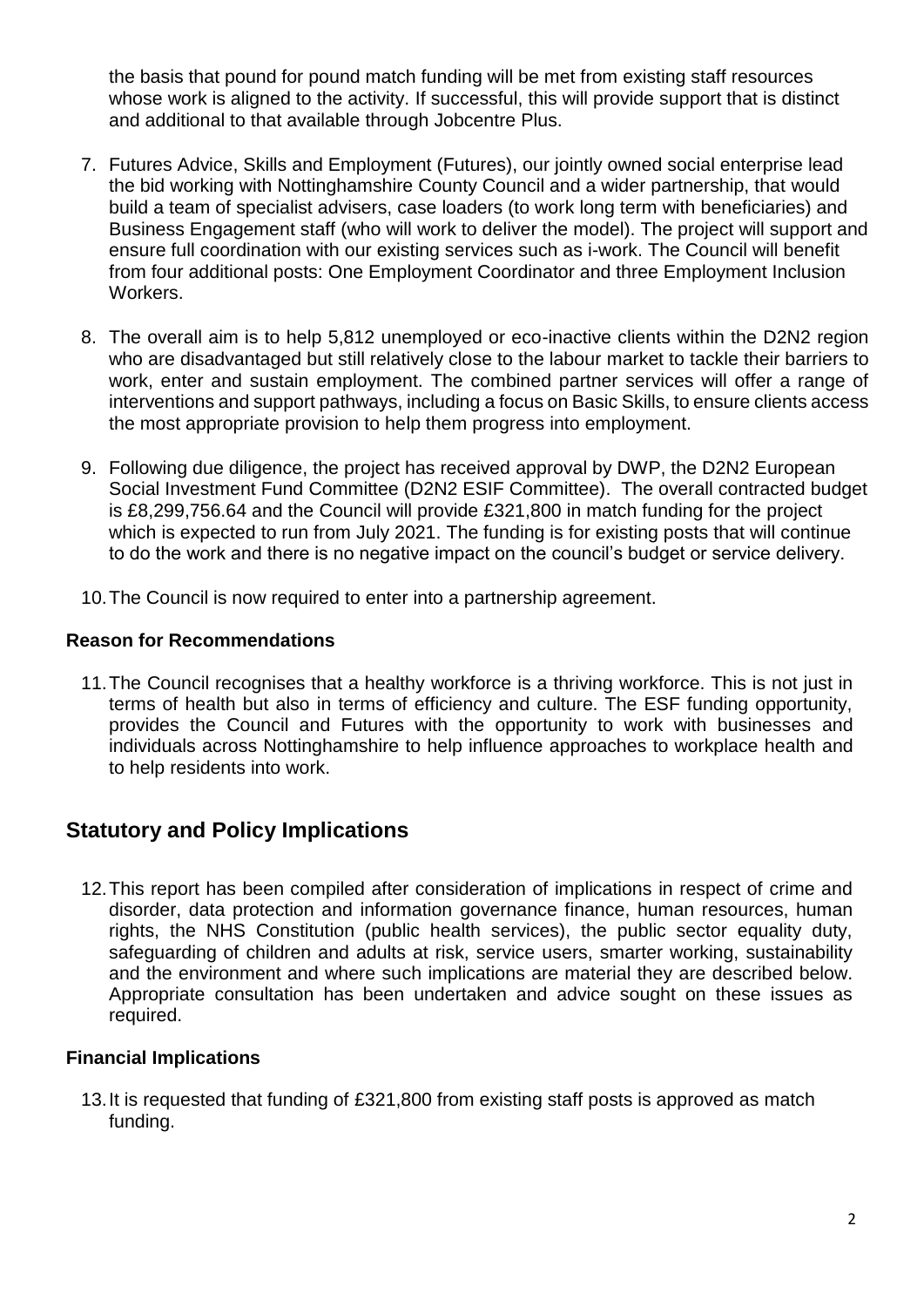the basis that pound for pound match funding will be met from existing staff resources whose work is aligned to the activity. If successful, this will provide support that is distinct and additional to that available through Jobcentre Plus.

7. Futures Advice, Skills and Employment (Futures), our jointly owned social enterprise lead the bid working with Nottinghamshire County Council and a wider partnership, that would build a team of specialist advisers, case loaders (to work long term with beneficiaries) and Business Engagement staff (who will work to deliver the model). The project will support and ensure full coordination with our existing services such as i-work. The Council will benefit from four additional posts: One Employment Coordinator and three Employment Inclusion Workers.

8. The overall aim is to help 5,812 unemployed or eco-inactive clients within the D2N2 region who are disadvantaged but still relatively close to the labour market to tackle their barriers to work, enter and sustain employment. The combined partner services will offer a range of interventions and support pathways, including a focus on Basic Skills, to ensure clients access the most appropriate provision to help them progress into employment.

9. Following due diligence, the project has received approval by DWP, the D2N2 European Social Investment Fund Committee (D2N2 ESIF Committee). The overall contracted budget is £8,299,756.64 and the Council will provide £321,800 in match funding for the project which is expected to run from July 2021. The funding is for existing posts that will continue to do the work and there is no negative impact on the council's budget or service delivery.

10. The Council is now required to enter into a partnership agreement.

### Reason for Recommendations

11. The Council recognises that a healthy workforce is a thriving workforce. This is not just in terms of health but also in terms of efficiency and culture. The ESF funding opportunity, provides the Council and Futures with the opportunity to work with businesses and individuals across Nottinghamshire to help influence approaches to workplace health and to help residents into work.

## Statutory and Policy Implications

12. This report has been compiled after consideration of implications in respect of crime and disorder, data protection and information governance finance, human resources, human rights, the NHS Constitution (public health services), the public sector equality duty, safeguarding of children and adults at risk, service users, smarter working, sustainability and the environment and where such implications are material they are described below. Appropriate consultation has been undertaken and advice sought on these issues as required.

### Financial Implications

13. It is requested that funding of £321,800 from existing staff posts is approved as match funding.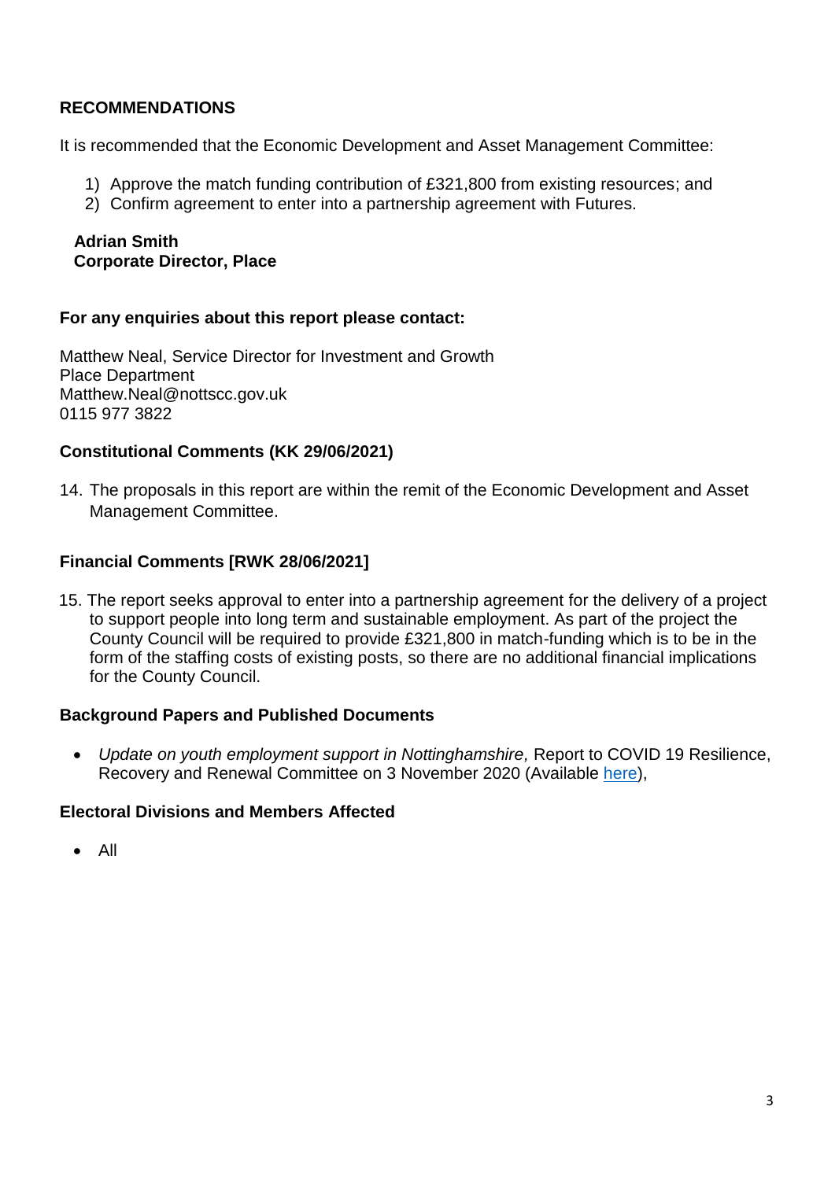## RECOMMENDATIONS

It is recommended that the Economic Development and Asset Management Committee:

1) Approve the match funding contribution of £321,800 from existing resources; and
2) Confirm agreement to enter into a partnership agreement with Futures.

**Adrian Smith**
**Corporate Director, Place**

## For any enquiries about this report please contact:

Matthew Neal, Service Director for Investment and Growth
Place Department
Matthew.Neal@nottscc.gov.uk
0115 977 3822

## Constitutional Comments (KK 29/06/2021)

14. The proposals in this report are within the remit of the Economic Development and Asset Management Committee.

## Financial Comments [RWK 28/06/2021]

15. The report seeks approval to enter into a partnership agreement for the delivery of a project to support people into long term and sustainable employment. As part of the project the County Council will be required to provide £321,800 in match-funding which is to be in the form of the staffing costs of existing posts, so there are no additional financial implications for the County Council.

## Background Papers and Published Documents

- *Update on youth employment support in Nottinghamshire,* Report to COVID 19 Resilience, Recovery and Renewal Committee on 3 November 2020 (Available here),

## Electoral Divisions and Members Affected

- All